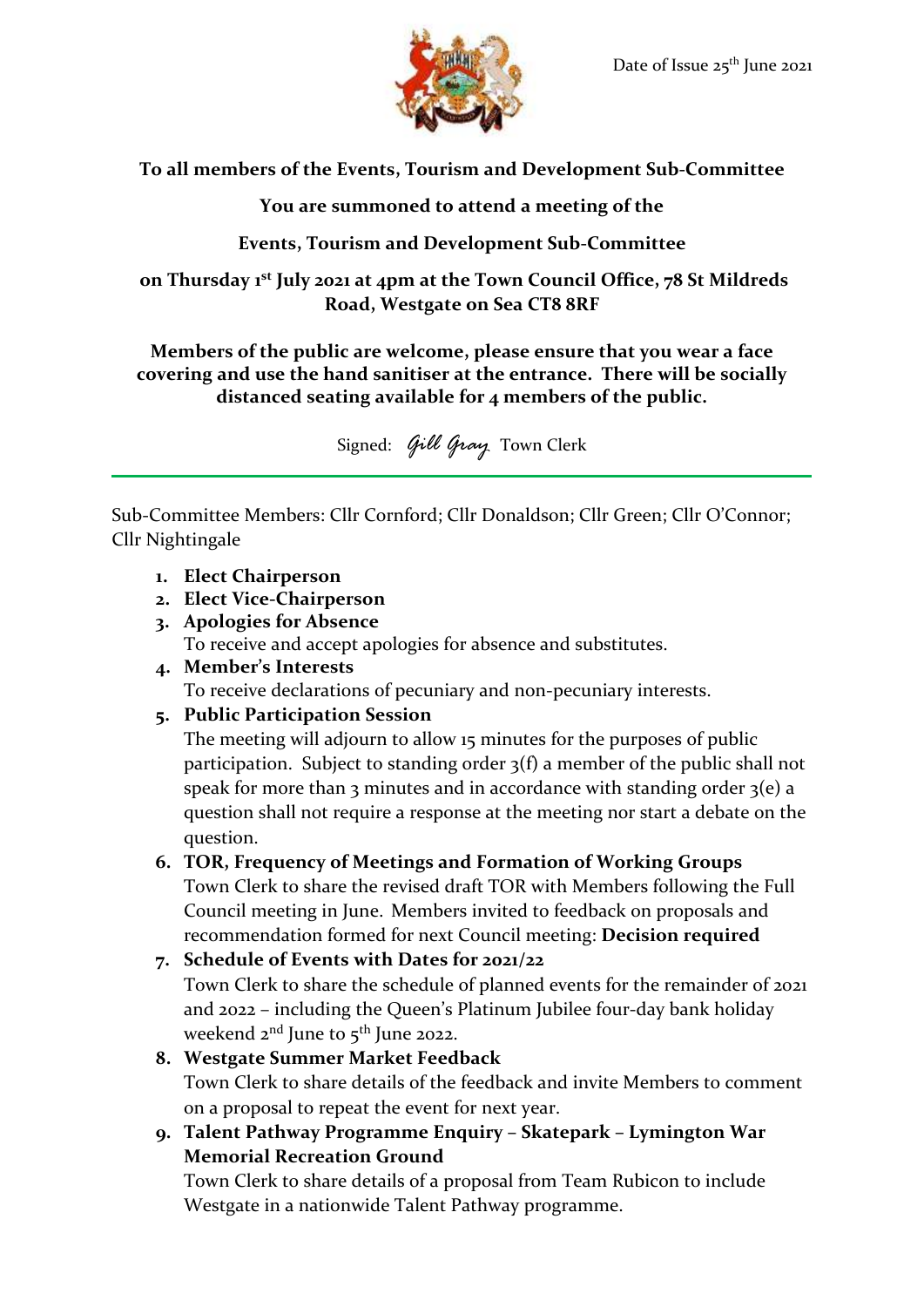Date of Issue 25th June 2021

**To all members of the Events, Tourism and Development Sub-Committee**

**You are summoned to attend a meeting of the**

**Events, Tourism and Development Sub-Committee**

**on Thursday 1st July 2021 at 4pm at the Town Council Office, 78 St Mildreds Road, Westgate on Sea CT8 8RF**

**Members of the public are welcome, please ensure that you wear a face covering and use the hand sanitiser at the entrance. There will be socially distanced seating available for 4 members of the public.**

Signed: *Gill Gray* Town Clerk

---

Sub-Committee Members: Cllr Cornford; Cllr Donaldson; Cllr Green; Cllr O'Connor; Cllr Nightingale

1. **Elect Chairperson**
2. **Elect Vice-Chairperson**
3. **Apologies for Absence**
   To receive and accept apologies for absence and substitutes.
4. **Member's Interests**
   To receive declarations of pecuniary and non-pecuniary interests.
5. **Public Participation Session**
   The meeting will adjourn to allow 15 minutes for the purposes of public participation. Subject to standing order 3(f) a member of the public shall not speak for more than 3 minutes and in accordance with standing order 3(e) a question shall not require a response at the meeting nor start a debate on the question.
6. **TOR, Frequency of Meetings and Formation of Working Groups**
   Town Clerk to share the revised draft TOR with Members following the Full Council meeting in June. Members invited to feedback on proposals and recommendation formed for next Council meeting: **Decision required**
7. **Schedule of Events with Dates for 2021/22**
   Town Clerk to share the schedule of planned events for the remainder of 2021 and 2022 – including the Queen's Platinum Jubilee four-day bank holiday weekend 2nd June to 5th June 2022.
8. **Westgate Summer Market Feedback**
   Town Clerk to share details of the feedback and invite Members to comment on a proposal to repeat the event for next year.
9. **Talent Pathway Programme Enquiry – Skatepark – Lymington War Memorial Recreation Ground**
   Town Clerk to share details of a proposal from Team Rubicon to include Westgate in a nationwide Talent Pathway programme.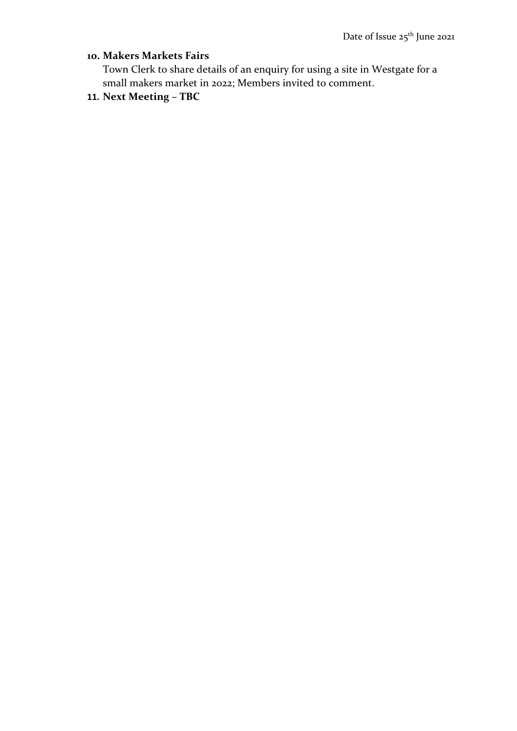10. **Makers Markets Fairs**

    Town Clerk to share details of an enquiry for using a site in Westgate for a small makers market in 2022; Members invited to comment.

11. **Next Meeting – TBC**